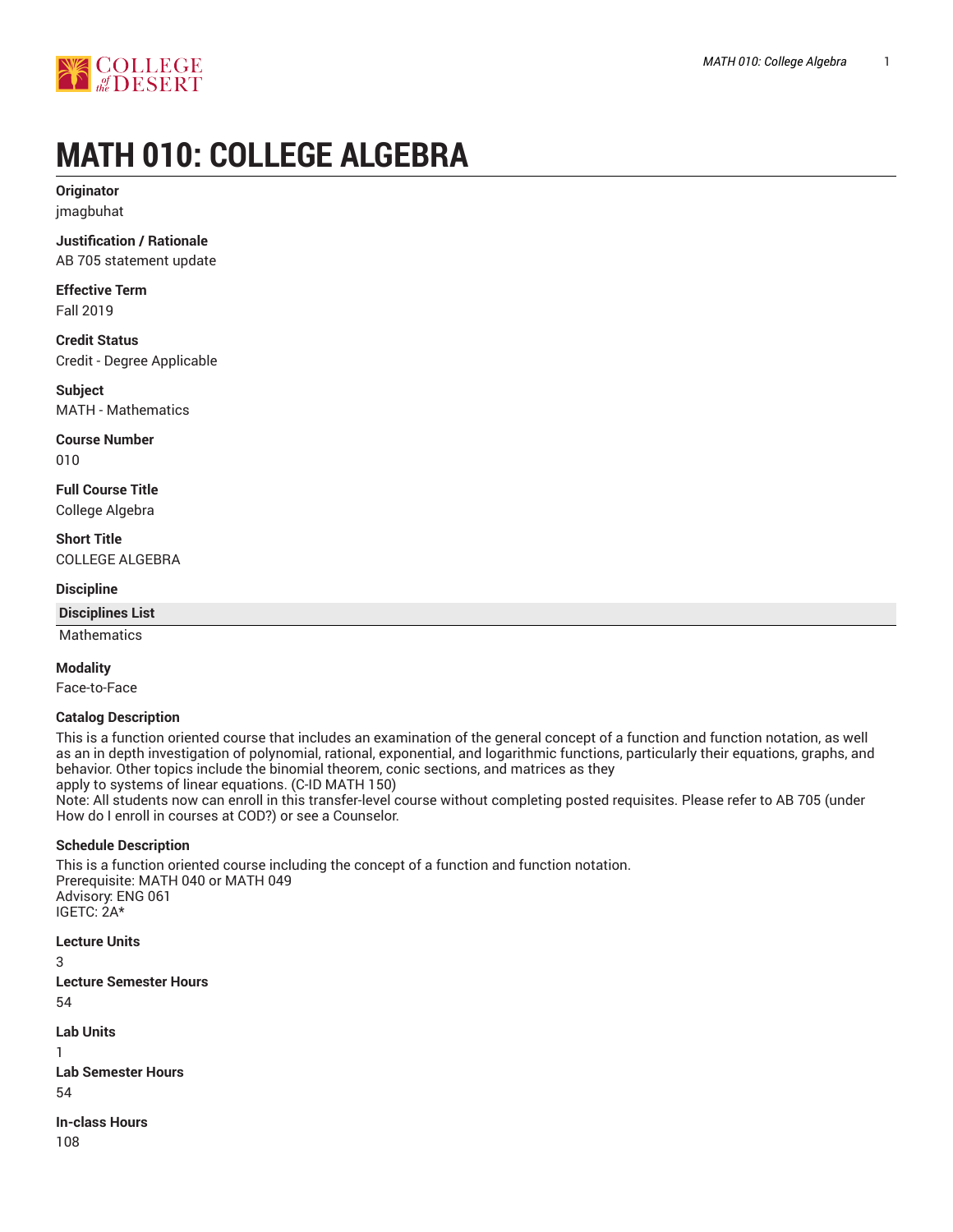# MATH 010: COLLEGE ALGEBRA

**Originator**
jmagbuhat

**Justification / Rationale**
AB 705 statement update

**Effective Term**
Fall 2019

**Credit Status**
Credit - Degree Applicable

**Subject**
MATH - Mathematics

**Course Number**
010

**Full Course Title**
College Algebra

**Short Title**
COLLEGE ALGEBRA

**Discipline**

| Disciplines List |
| --- |
| Mathematics |

**Modality**
Face-to-Face

**Catalog Description**
This is a function oriented course that includes an examination of the general concept of a function and function notation, as well as an in depth investigation of polynomial, rational, exponential, and logarithmic functions, particularly their equations, graphs, and behavior. Other topics include the binomial theorem, conic sections, and matrices as they
apply to systems of linear equations. (C-ID MATH 150)
Note: All students now can enroll in this transfer-level course without completing posted requisites. Please refer to AB 705 (under How do I enroll in courses at COD?) or see a Counselor.

**Schedule Description**
This is a function oriented course including the concept of a function and function notation.
Prerequisite: MATH 040 or MATH 049
Advisory: ENG 061
IGETC: 2A*

**Lecture Units**
3

**Lecture Semester Hours**
54

**Lab Units**
1

**Lab Semester Hours**
54

**In-class Hours**
108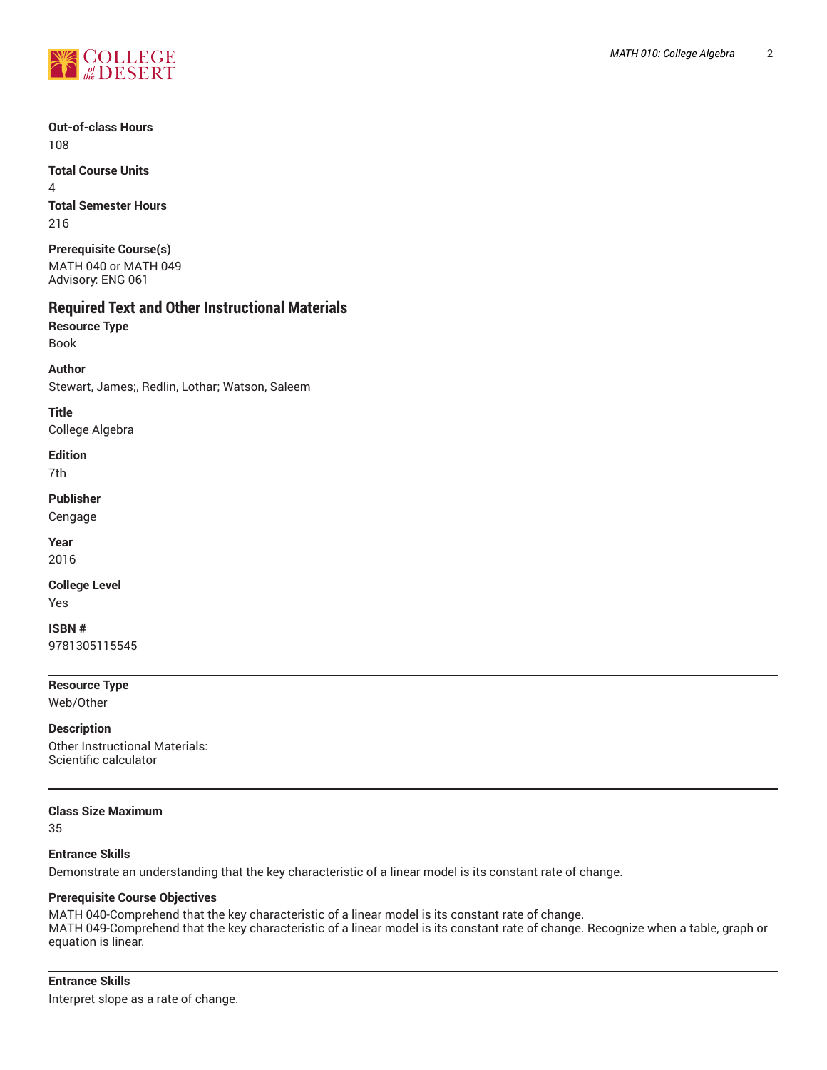**Out-of-class Hours**
108

**Total Course Units**
4

**Total Semester Hours**
216

**Prerequisite Course(s)**
MATH 040 or MATH 049
Advisory: ENG 061

## Required Text and Other Instructional Materials

**Resource Type**
Book

**Author**
Stewart, James;, Redlin, Lothar; Watson, Saleem

**Title**
College Algebra

**Edition**
7th

**Publisher**
Cengage

**Year**
2016

**College Level**
Yes

**ISBN #**
9781305115545

---

**Resource Type**
Web/Other

**Description**
Other Instructional Materials:
Scientific calculator

---

**Class Size Maximum**
35

**Entrance Skills**
Demonstrate an understanding that the key characteristic of a linear model is its constant rate of change.

**Prerequisite Course Objectives**
MATH 040-Comprehend that the key characteristic of a linear model is its constant rate of change.
MATH 049-Comprehend that the key characteristic of a linear model is its constant rate of change. Recognize when a table, graph or equation is linear.

---

**Entrance Skills**
Interpret slope as a rate of change.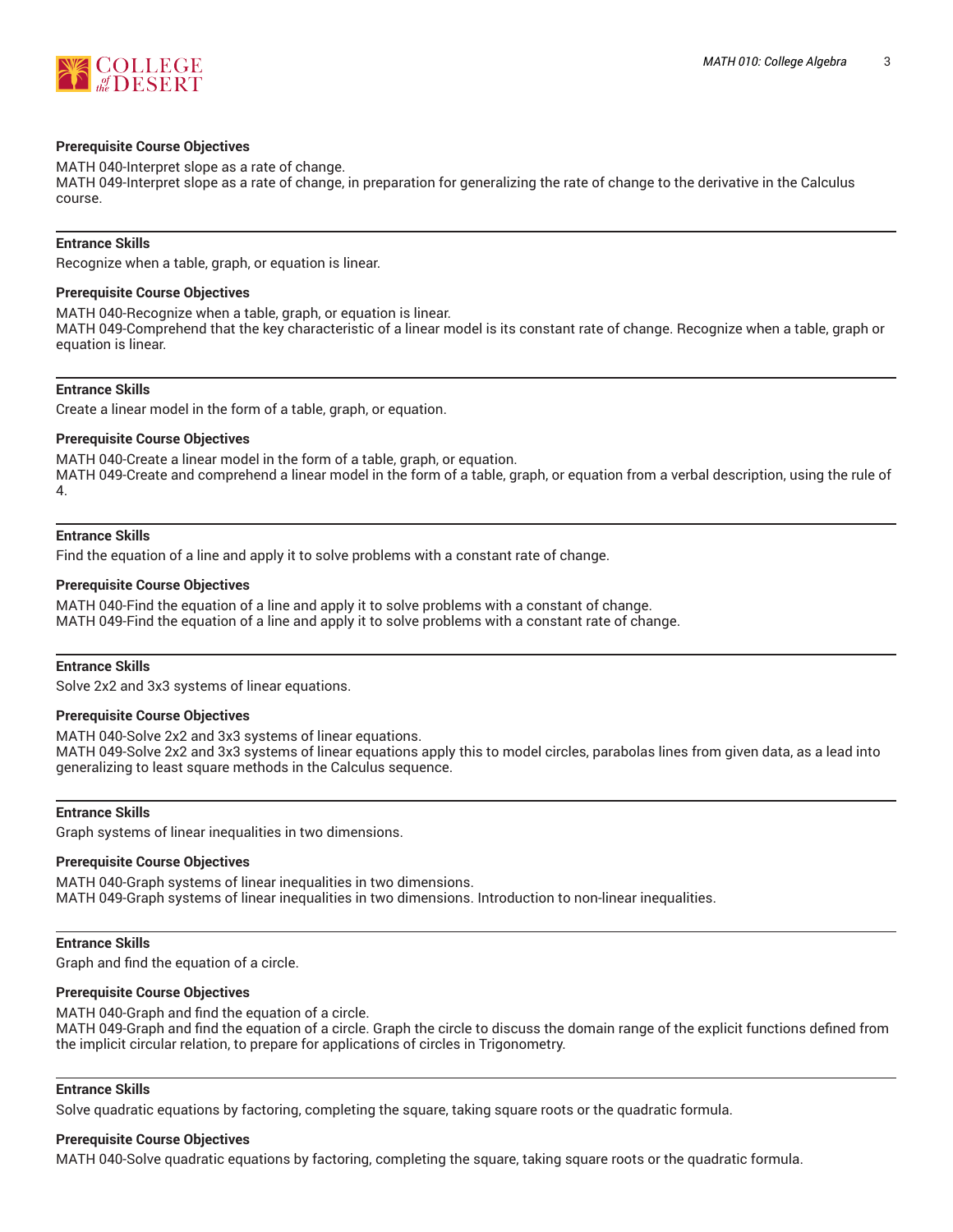**Prerequisite Course Objectives**

MATH 040-Interpret slope as a rate of change.
MATH 049-Interpret slope as a rate of change, in preparation for generalizing the rate of change to the derivative in the Calculus course.

---

**Entrance Skills**

Recognize when a table, graph, or equation is linear.

**Prerequisite Course Objectives**

MATH 040-Recognize when a table, graph, or equation is linear.
MATH 049-Comprehend that the key characteristic of a linear model is its constant rate of change. Recognize when a table, graph or equation is linear.

---

**Entrance Skills**

Create a linear model in the form of a table, graph, or equation.

**Prerequisite Course Objectives**

MATH 040-Create a linear model in the form of a table, graph, or equation.
MATH 049-Create and comprehend a linear model in the form of a table, graph, or equation from a verbal description, using the rule of 4.

---

**Entrance Skills**

Find the equation of a line and apply it to solve problems with a constant rate of change.

**Prerequisite Course Objectives**

MATH 040-Find the equation of a line and apply it to solve problems with a constant of change.
MATH 049-Find the equation of a line and apply it to solve problems with a constant rate of change.

---

**Entrance Skills**

Solve 2x2 and 3x3 systems of linear equations.

**Prerequisite Course Objectives**

MATH 040-Solve 2x2 and 3x3 systems of linear equations.
MATH 049-Solve 2x2 and 3x3 systems of linear equations apply this to model circles, parabolas lines from given data, as a lead into generalizing to least square methods in the Calculus sequence.

---

**Entrance Skills**

Graph systems of linear inequalities in two dimensions.

**Prerequisite Course Objectives**

MATH 040-Graph systems of linear inequalities in two dimensions.
MATH 049-Graph systems of linear inequalities in two dimensions. Introduction to non-linear inequalities.

---

**Entrance Skills**

Graph and find the equation of a circle.

**Prerequisite Course Objectives**

MATH 040-Graph and find the equation of a circle.
MATH 049-Graph and find the equation of a circle. Graph the circle to discuss the domain range of the explicit functions defined from the implicit circular relation, to prepare for applications of circles in Trigonometry.

---

**Entrance Skills**

Solve quadratic equations by factoring, completing the square, taking square roots or the quadratic formula.

**Prerequisite Course Objectives**

MATH 040-Solve quadratic equations by factoring, completing the square, taking square roots or the quadratic formula.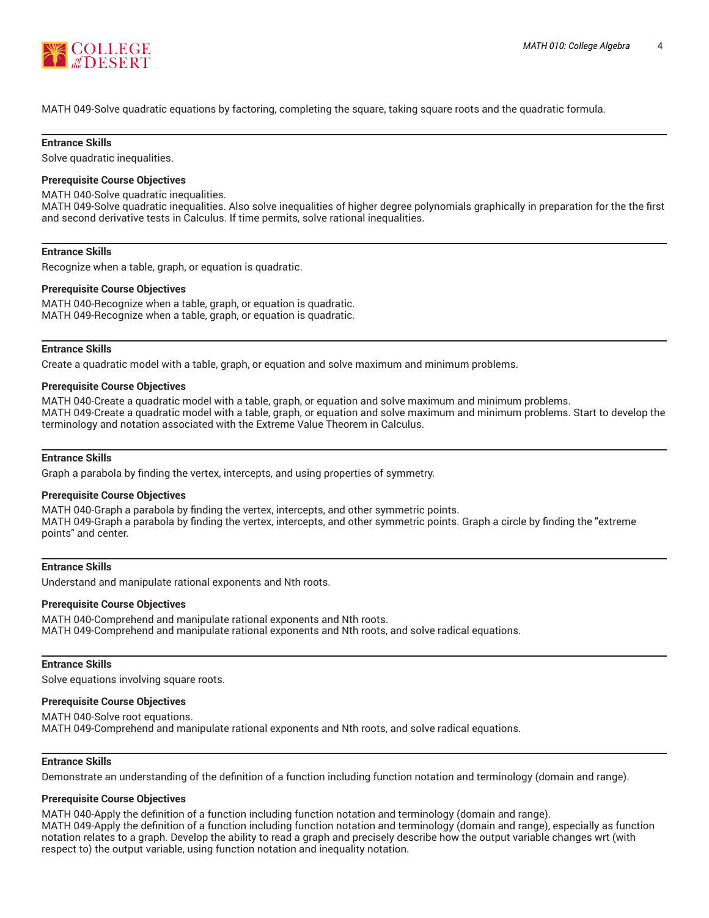MATH 049-Solve quadratic equations by factoring, completing the square, taking square roots and the quadratic formula.

---

**Entrance Skills**

Solve quadratic inequalities.

**Prerequisite Course Objectives**

MATH 040-Solve quadratic inequalities.
MATH 049-Solve quadratic inequalities. Also solve inequalities of higher degree polynomials graphically in preparation for the the first and second derivative tests in Calculus. If time permits, solve rational inequalities.

---

**Entrance Skills**

Recognize when a table, graph, or equation is quadratic.

**Prerequisite Course Objectives**

MATH 040-Recognize when a table, graph, or equation is quadratic.
MATH 049-Recognize when a table, graph, or equation is quadratic.

---

**Entrance Skills**

Create a quadratic model with a table, graph, or equation and solve maximum and minimum problems.

**Prerequisite Course Objectives**

MATH 040-Create a quadratic model with a table, graph, or equation and solve maximum and minimum problems.
MATH 049-Create a quadratic model with a table, graph, or equation and solve maximum and minimum problems. Start to develop the terminology and notation associated with the Extreme Value Theorem in Calculus.

---

**Entrance Skills**

Graph a parabola by finding the vertex, intercepts, and using properties of symmetry.

**Prerequisite Course Objectives**

MATH 040-Graph a parabola by finding the vertex, intercepts, and other symmetric points.
MATH 049-Graph a parabola by finding the vertex, intercepts, and other symmetric points. Graph a circle by finding the "extreme points" and center.

---

**Entrance Skills**

Understand and manipulate rational exponents and Nth roots.

**Prerequisite Course Objectives**

MATH 040-Comprehend and manipulate rational exponents and Nth roots.
MATH 049-Comprehend and manipulate rational exponents and Nth roots, and solve radical equations.

---

**Entrance Skills**

Solve equations involving square roots.

**Prerequisite Course Objectives**

MATH 040-Solve root equations.
MATH 049-Comprehend and manipulate rational exponents and Nth roots, and solve radical equations.

---

**Entrance Skills**

Demonstrate an understanding of the definition of a function including function notation and terminology (domain and range).

**Prerequisite Course Objectives**

MATH 040-Apply the definition of a function including function notation and terminology (domain and range).
MATH 049-Apply the definition of a function including function notation and terminology (domain and range), especially as function notation relates to a graph. Develop the ability to read a graph and precisely describe how the output variable changes wrt (with respect to) the output variable, using function notation and inequality notation.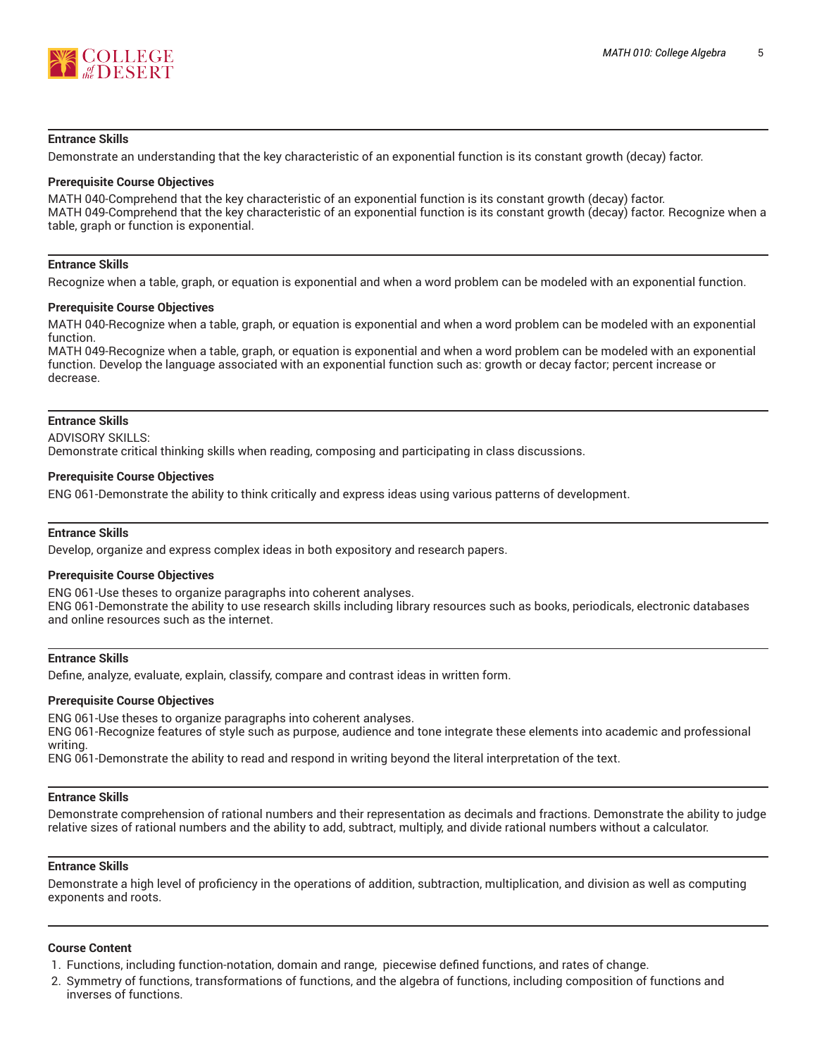#### Entrance Skills

Demonstrate an understanding that the key characteristic of an exponential function is its constant growth (decay) factor.

#### Prerequisite Course Objectives

MATH 040-Comprehend that the key characteristic of an exponential function is its constant growth (decay) factor.
MATH 049-Comprehend that the key characteristic of an exponential function is its constant growth (decay) factor. Recognize when a table, graph or function is exponential.

---

#### Entrance Skills

Recognize when a table, graph, or equation is exponential and when a word problem can be modeled with an exponential function.

#### Prerequisite Course Objectives

MATH 040-Recognize when a table, graph, or equation is exponential and when a word problem can be modeled with an exponential function.
MATH 049-Recognize when a table, graph, or equation is exponential and when a word problem can be modeled with an exponential function. Develop the language associated with an exponential function such as: growth or decay factor; percent increase or decrease.

---

#### Entrance Skills

ADVISORY SKILLS:
Demonstrate critical thinking skills when reading, composing and participating in class discussions.

#### Prerequisite Course Objectives

ENG 061-Demonstrate the ability to think critically and express ideas using various patterns of development.

---

#### Entrance Skills

Develop, organize and express complex ideas in both expository and research papers.

#### Prerequisite Course Objectives

ENG 061-Use theses to organize paragraphs into coherent analyses.
ENG 061-Demonstrate the ability to use research skills including library resources such as books, periodicals, electronic databases and online resources such as the internet.

---

#### Entrance Skills

Define, analyze, evaluate, explain, classify, compare and contrast ideas in written form.

#### Prerequisite Course Objectives

ENG 061-Use theses to organize paragraphs into coherent analyses.
ENG 061-Recognize features of style such as purpose, audience and tone integrate these elements into academic and professional writing.
ENG 061-Demonstrate the ability to read and respond in writing beyond the literal interpretation of the text.

---

#### Entrance Skills

Demonstrate comprehension of rational numbers and their representation as decimals and fractions. Demonstrate the ability to judge relative sizes of rational numbers and the ability to add, subtract, multiply, and divide rational numbers without a calculator.

---

#### Entrance Skills

Demonstrate a high level of proficiency in the operations of addition, subtraction, multiplication, and division as well as computing exponents and roots.

---

#### Course Content

1. Functions, including function-notation, domain and range, piecewise defined functions, and rates of change.
2. Symmetry of functions, transformations of functions, and the algebra of functions, including composition of functions and inverses of functions.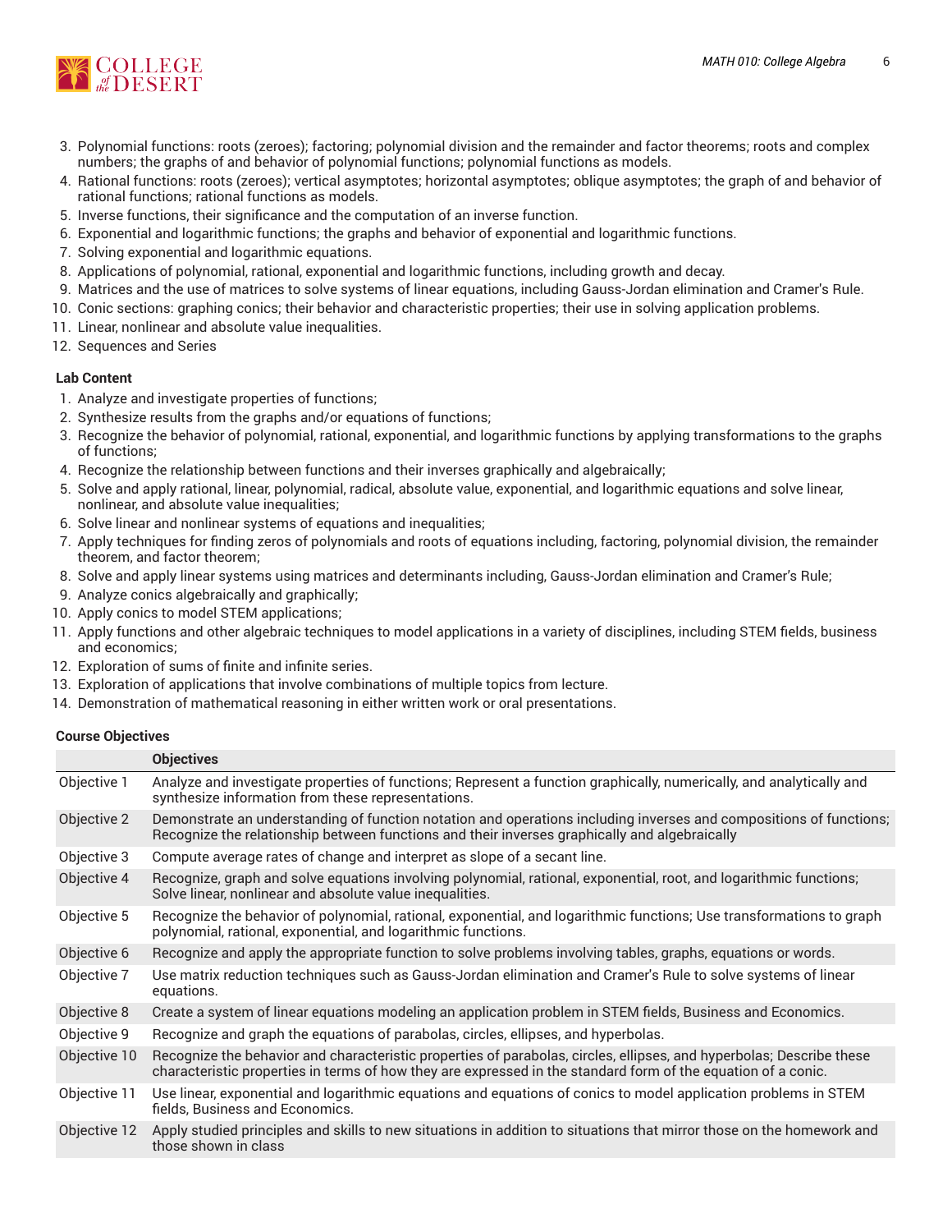3. Polynomial functions: roots (zeroes); factoring; polynomial division and the remainder and factor theorems; roots and complex numbers; the graphs of and behavior of polynomial functions; polynomial functions as models.
4. Rational functions: roots (zeroes); vertical asymptotes; horizontal asymptotes; oblique asymptotes; the graph of and behavior of rational functions; rational functions as models.
5. Inverse functions, their significance and the computation of an inverse function.
6. Exponential and logarithmic functions; the graphs and behavior of exponential and logarithmic functions.
7. Solving exponential and logarithmic equations.
8. Applications of polynomial, rational, exponential and logarithmic functions, including growth and decay.
9. Matrices and the use of matrices to solve systems of linear equations, including Gauss-Jordan elimination and Cramer's Rule.
10. Conic sections: graphing conics; their behavior and characteristic properties; their use in solving application problems.
11. Linear, nonlinear and absolute value inequalities.
12. Sequences and Series

**Lab Content**

1. Analyze and investigate properties of functions;
2. Synthesize results from the graphs and/or equations of functions;
3. Recognize the behavior of polynomial, rational, exponential, and logarithmic functions by applying transformations to the graphs of functions;
4. Recognize the relationship between functions and their inverses graphically and algebraically;
5. Solve and apply rational, linear, polynomial, radical, absolute value, exponential, and logarithmic equations and solve linear, nonlinear, and absolute value inequalities;
6. Solve linear and nonlinear systems of equations and inequalities;
7. Apply techniques for finding zeros of polynomials and roots of equations including, factoring, polynomial division, the remainder theorem, and factor theorem;
8. Solve and apply linear systems using matrices and determinants including, Gauss-Jordan elimination and Cramer's Rule;
9. Analyze conics algebraically and graphically;
10. Apply conics to model STEM applications;
11. Apply functions and other algebraic techniques to model applications in a variety of disciplines, including STEM fields, business and economics;
12. Exploration of sums of finite and infinite series.
13. Exploration of applications that involve combinations of multiple topics from lecture.
14. Demonstration of mathematical reasoning in either written work or oral presentations.

**Course Objectives**

| | Objectives |
|---|---|
| Objective 1 | Analyze and investigate properties of functions; Represent a function graphically, numerically, and analytically and synthesize information from these representations. |
| Objective 2 | Demonstrate an understanding of function notation and operations including inverses and compositions of functions; Recognize the relationship between functions and their inverses graphically and algebraically |
| Objective 3 | Compute average rates of change and interpret as slope of a secant line. |
| Objective 4 | Recognize, graph and solve equations involving polynomial, rational, exponential, root, and logarithmic functions; Solve linear, nonlinear and absolute value inequalities. |
| Objective 5 | Recognize the behavior of polynomial, rational, exponential, and logarithmic functions; Use transformations to graph polynomial, rational, exponential, and logarithmic functions. |
| Objective 6 | Recognize and apply the appropriate function to solve problems involving tables, graphs, equations or words. |
| Objective 7 | Use matrix reduction techniques such as Gauss-Jordan elimination and Cramer's Rule to solve systems of linear equations. |
| Objective 8 | Create a system of linear equations modeling an application problem in STEM fields, Business and Economics. |
| Objective 9 | Recognize and graph the equations of parabolas, circles, ellipses, and hyperbolas. |
| Objective 10 | Recognize the behavior and characteristic properties of parabolas, circles, ellipses, and hyperbolas; Describe these characteristic properties in terms of how they are expressed in the standard form of the equation of a conic. |
| Objective 11 | Use linear, exponential and logarithmic equations and equations of conics to model application problems in STEM fields, Business and Economics. |
| Objective 12 | Apply studied principles and skills to new situations in addition to situations that mirror those on the homework and those shown in class |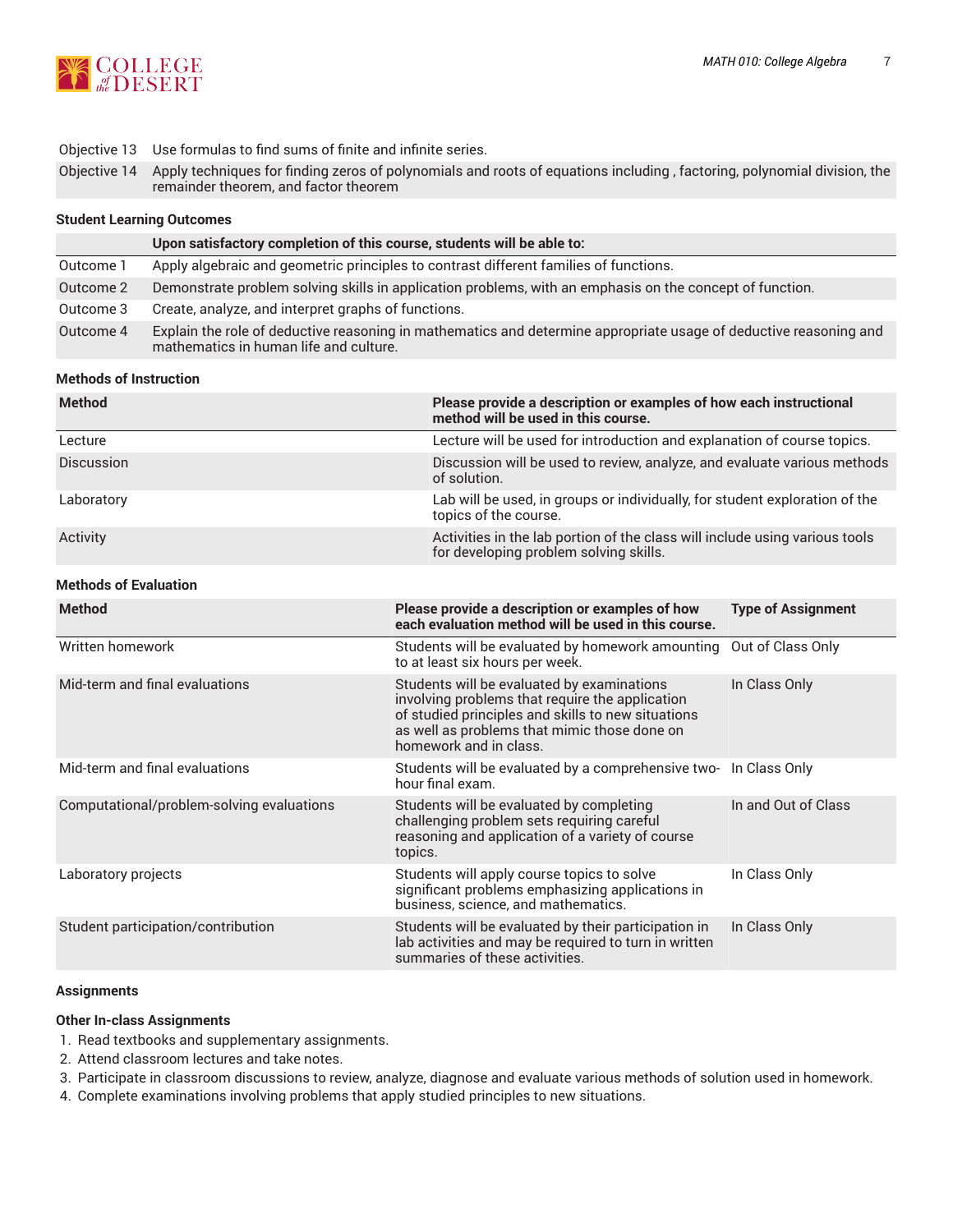| | |
|---|---|
| Objective 13 | Use formulas to find sums of finite and infinite series. |
| Objective 14 | Apply techniques for finding zeros of polynomials and roots of equations including , factoring, polynomial division, the remainder theorem, and factor theorem |

## Student Learning Outcomes

| | Upon satisfactory completion of this course, students will be able to: |
|---|---|
| Outcome 1 | Apply algebraic and geometric principles to contrast different families of functions. |
| Outcome 2 | Demonstrate problem solving skills in application problems, with an emphasis on the concept of function. |
| Outcome 3 | Create, analyze, and interpret graphs of functions. |
| Outcome 4 | Explain the role of deductive reasoning in mathematics and determine appropriate usage of deductive reasoning and mathematics in human life and culture. |

## Methods of Instruction

| Method | Please provide a description or examples of how each instructional method will be used in this course. |
|---|---|
| Lecture | Lecture will be used for introduction and explanation of course topics. |
| Discussion | Discussion will be used to review, analyze, and evaluate various methods of solution. |
| Laboratory | Lab will be used, in groups or individually, for student exploration of the topics of the course. |
| Activity | Activities in the lab portion of the class will include using various tools for developing problem solving skills. |

## Methods of Evaluation

| Method | Please provide a description or examples of how each evaluation method will be used in this course. | Type of Assignment |
|---|---|---|
| Written homework | Students will be evaluated by homework amounting to at least six hours per week. | Out of Class Only |
| Mid-term and final evaluations | Students will be evaluated by examinations involving problems that require the application of studied principles and skills to new situations as well as problems that mimic those done on homework and in class. | In Class Only |
| Mid-term and final evaluations | Students will be evaluated by a comprehensive two-hour final exam. | In Class Only |
| Computational/problem-solving evaluations | Students will be evaluated by completing challenging problem sets requiring careful reasoning and application of a variety of course topics. | In and Out of Class |
| Laboratory projects | Students will apply course topics to solve significant problems emphasizing applications in business, science, and mathematics. | In Class Only |
| Student participation/contribution | Students will be evaluated by their participation in lab activities and may be required to turn in written summaries of these activities. | In Class Only |

## Assignments

### Other In-class Assignments

1. Read textbooks and supplementary assignments.
2. Attend classroom lectures and take notes.
3. Participate in classroom discussions to review, analyze, diagnose and evaluate various methods of solution used in homework.
4. Complete examinations involving problems that apply studied principles to new situations.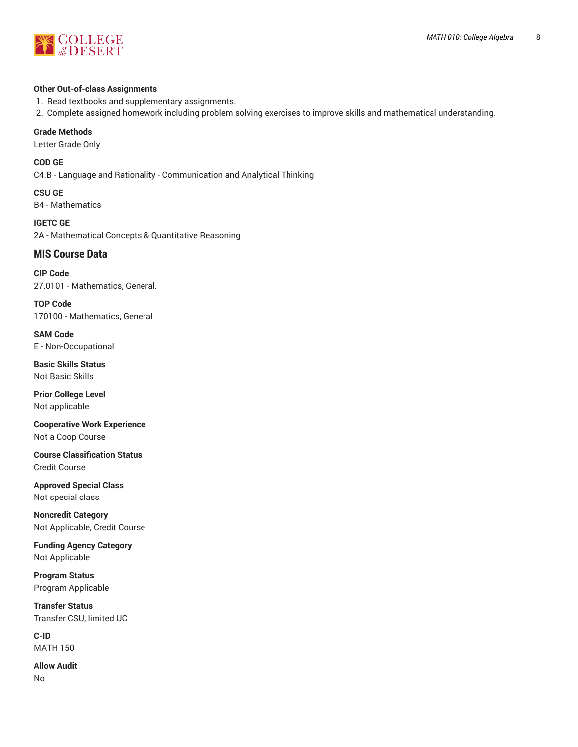#### Other Out-of-class Assignments

1. Read textbooks and supplementary assignments.
2. Complete assigned homework including problem solving exercises to improve skills and mathematical understanding.

#### Grade Methods

Letter Grade Only

#### COD GE

C4.B - Language and Rationality - Communication and Analytical Thinking

#### CSU GE

B4 - Mathematics

#### IGETC GE

2A - Mathematical Concepts & Quantitative Reasoning

## MIS Course Data

#### CIP Code

27.0101 - Mathematics, General.

#### TOP Code

170100 - Mathematics, General

#### SAM Code

E - Non-Occupational

#### Basic Skills Status

Not Basic Skills

#### Prior College Level

Not applicable

#### Cooperative Work Experience

Not a Coop Course

#### Course Classification Status

Credit Course

#### Approved Special Class

Not special class

#### Noncredit Category

Not Applicable, Credit Course

#### Funding Agency Category

Not Applicable

#### Program Status

Program Applicable

#### Transfer Status

Transfer CSU, limited UC

#### C-ID

MATH 150

#### Allow Audit

No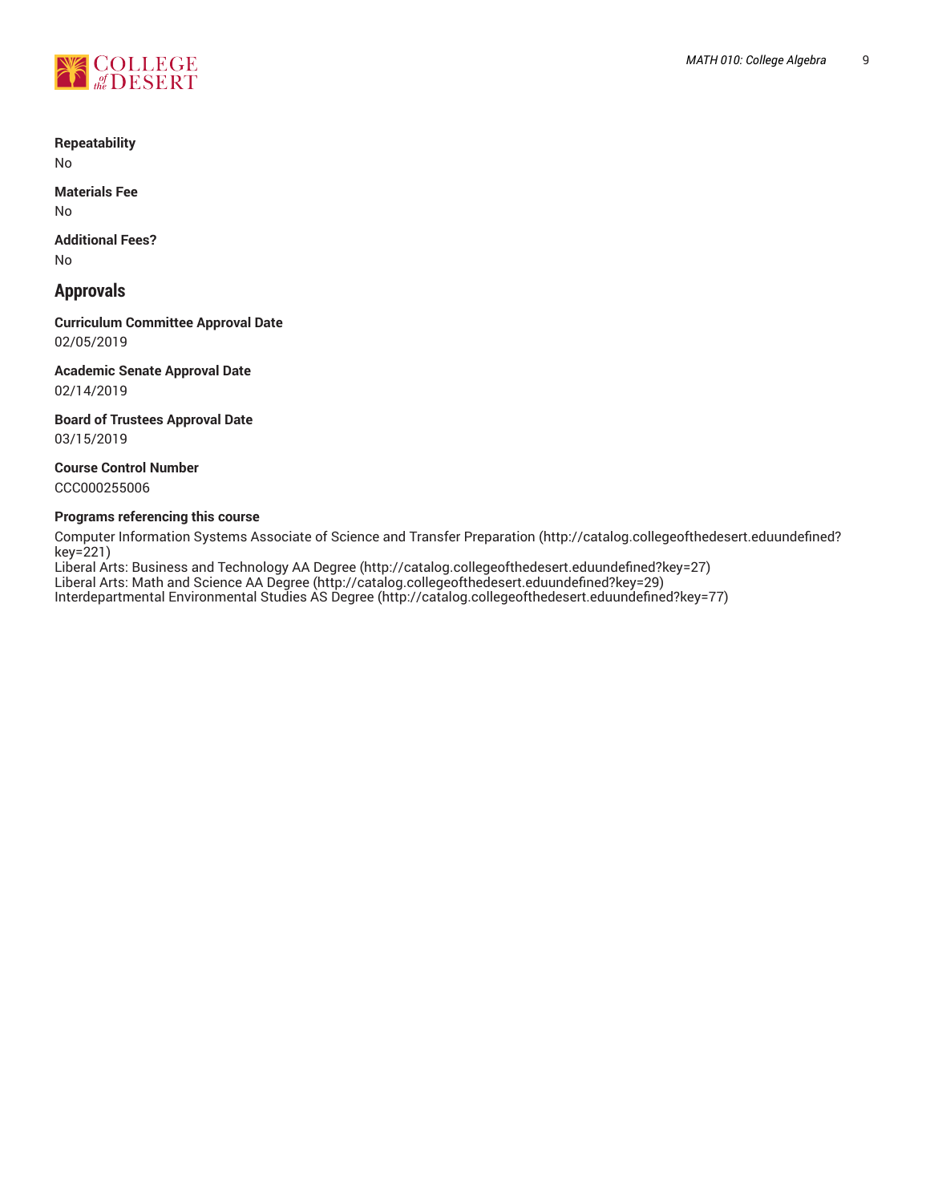**Repeatability**

No

**Materials Fee**

No

**Additional Fees?**

No

## Approvals

**Curriculum Committee Approval Date**

02/05/2019

**Academic Senate Approval Date**

02/14/2019

**Board of Trustees Approval Date**

03/15/2019

**Course Control Number**

CCC000255006

**Programs referencing this course**

Computer Information Systems Associate of Science and Transfer Preparation (http://catalog.collegeofthedesert.eduundefined?key=221)
Liberal Arts: Business and Technology AA Degree (http://catalog.collegeofthedesert.eduundefined?key=27)
Liberal Arts: Math and Science AA Degree (http://catalog.collegeofthedesert.eduundefined?key=29)
Interdepartmental Environmental Studies AS Degree (http://catalog.collegeofthedesert.eduundefined?key=77)